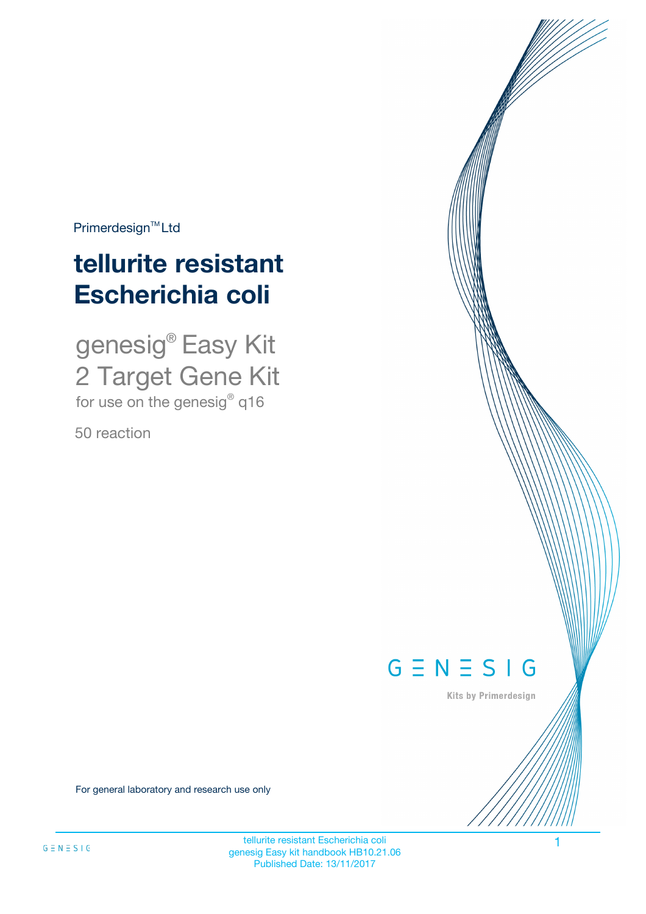Primerdesign™ Ltd

# tellurite resistant Escherichia coli

## genesig® Easy Kit
## 2 Target Gene Kit

for use on the genesig® q16

50 reaction

GENESIG

Kits by Primerdesign

For general laboratory and research use only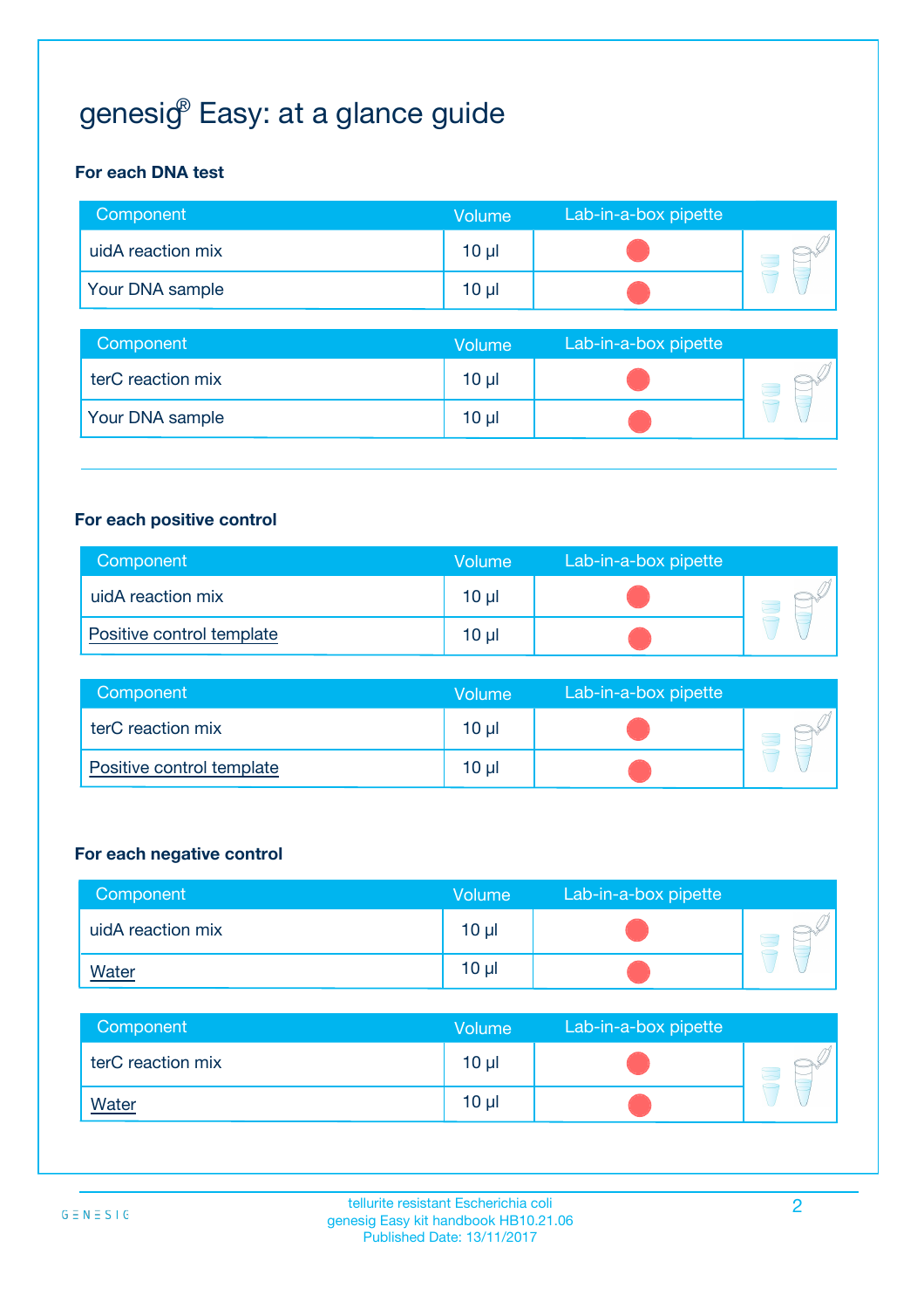# genesig® Easy: at a glance guide

**For each DNA test**

| Component | Volume | Lab-in-a-box pipette |
|---|---|---|
| uidA reaction mix | 10 µl | ● |
| Your DNA sample | 10 µl | ● |

| Component | Volume | Lab-in-a-box pipette |
|---|---|---|
| terC reaction mix | 10 µl | ● |
| Your DNA sample | 10 µl | ● |

**For each positive control**

| Component | Volume | Lab-in-a-box pipette |
|---|---|---|
| uidA reaction mix | 10 µl | ● |
| Positive control template | 10 µl | ● |

| Component | Volume | Lab-in-a-box pipette |
|---|---|---|
| terC reaction mix | 10 µl | ● |
| Positive control template | 10 µl | ● |

**For each negative control**

| Component | Volume | Lab-in-a-box pipette |
|---|---|---|
| uidA reaction mix | 10 µl | ● |
| Water | 10 µl | ● |

| Component | Volume | Lab-in-a-box pipette |
|---|---|---|
| terC reaction mix | 10 µl | ● |
| Water | 10 µl | ● |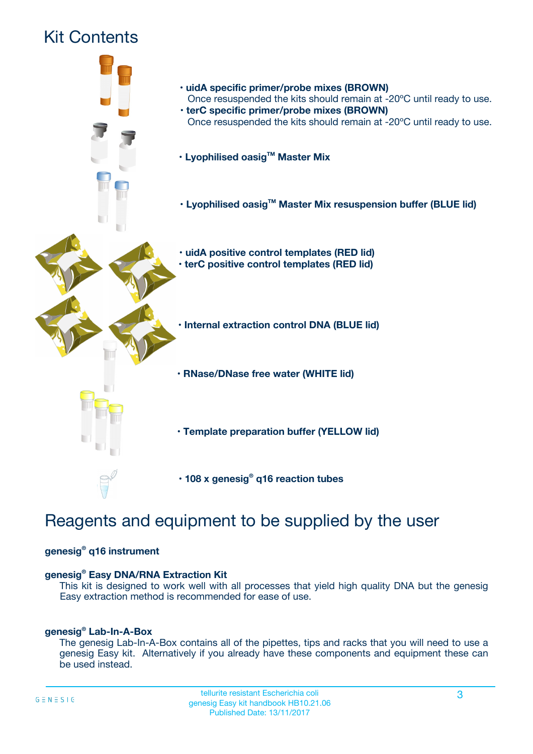# Kit Contents

- **uidA specific primer/probe mixes (BROWN)**
  Once resuspended the kits should remain at -20ºC until ready to use.
- **terC specific primer/probe mixes (BROWN)**
  Once resuspended the kits should remain at -20ºC until ready to use.
- **Lyophilised oasig™ Master Mix**
- **Lyophilised oasig™ Master Mix resuspension buffer (BLUE lid)**
- **uidA positive control templates (RED lid)**
- **terC positive control templates (RED lid)**
- **Internal extraction control DNA (BLUE lid)**
- **RNase/DNase free water (WHITE lid)**
- **Template preparation buffer (YELLOW lid)**
- **108 x genesig® q16 reaction tubes**

# Reagents and equipment to be supplied by the user

**genesig® q16 instrument**

**genesig® Easy DNA/RNA Extraction Kit**
This kit is designed to work well with all processes that yield high quality DNA but the genesig Easy extraction method is recommended for ease of use.

**genesig® Lab-In-A-Box**
The genesig Lab-In-A-Box contains all of the pipettes, tips and racks that you will need to use a genesig Easy kit. Alternatively if you already have these components and equipment these can be used instead.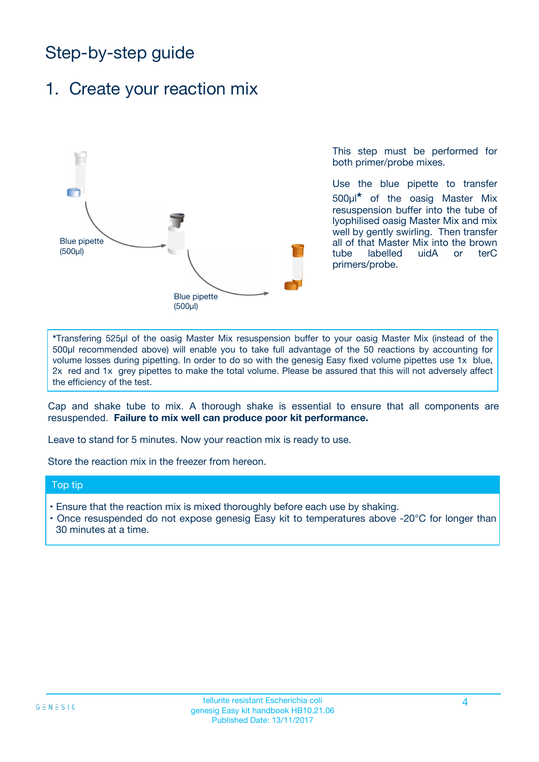# Step-by-step guide

## 1. Create your reaction mix

Blue pipette (500µl)

Blue pipette (500µl)

This step must be performed for both primer/probe mixes.

Use the blue pipette to transfer 500µl* of the oasig Master Mix resuspension buffer into the tube of lyophilised oasig Master Mix and mix well by gently swirling. Then transfer all of that Master Mix into the brown tube labelled uidA or terC primers/probe.

*Transfering 525µl of the oasig Master Mix resuspension buffer to your oasig Master Mix (instead of the 500µl recommended above) will enable you to take full advantage of the 50 reactions by accounting for volume losses during pipetting. In order to do so with the genesig Easy fixed volume pipettes use 1x blue, 2x red and 1x grey pipettes to make the total volume. Please be assured that this will not adversely affect the efficiency of the test.

Cap and shake tube to mix. A thorough shake is essential to ensure that all components are resuspended. **Failure to mix well can produce poor kit performance.**

Leave to stand for 5 minutes. Now your reaction mix is ready to use.

Store the reaction mix in the freezer from hereon.

### Top tip

- Ensure that the reaction mix is mixed thoroughly before each use by shaking.
- Once resuspended do not expose genesig Easy kit to temperatures above -20°C for longer than 30 minutes at a time.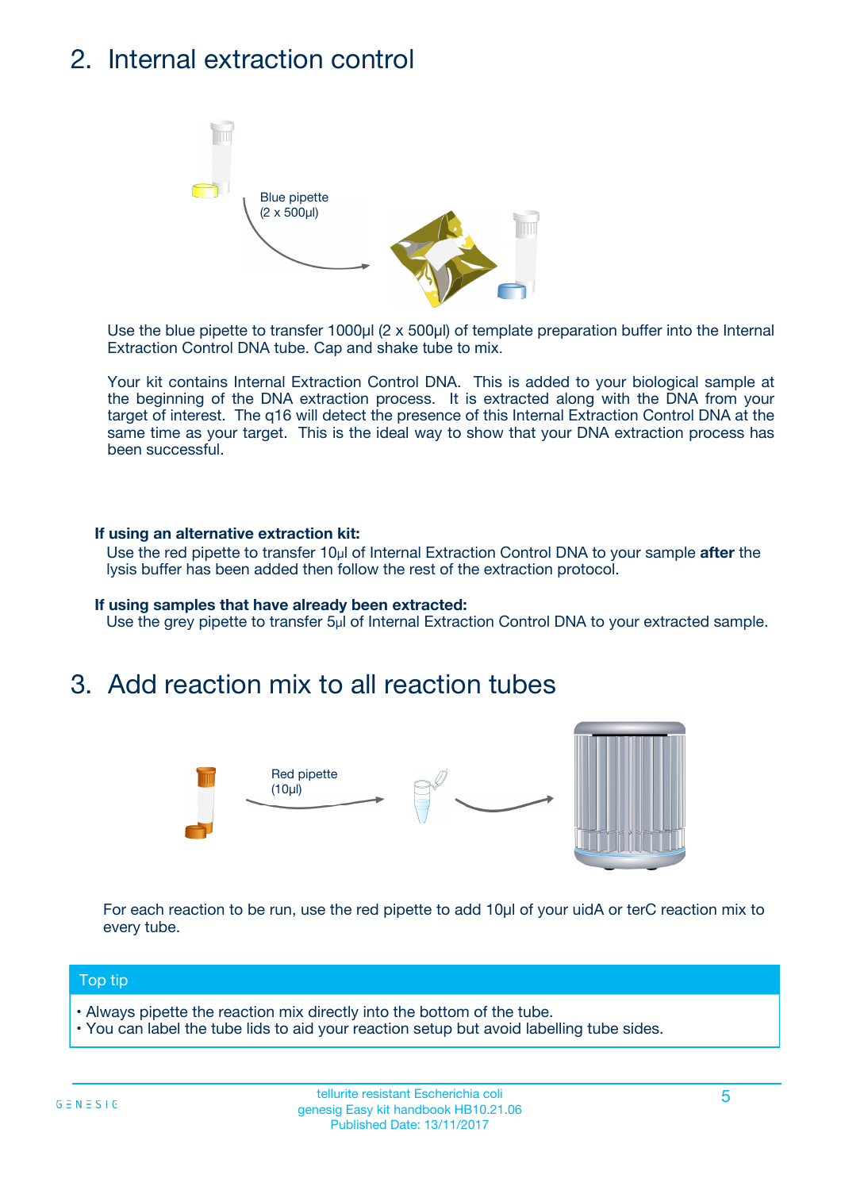## 2. Internal extraction control

Blue pipette (2 x 500µl)

Use the blue pipette to transfer 1000µl (2 x 500µl) of template preparation buffer into the Internal Extraction Control DNA tube. Cap and shake tube to mix.

Your kit contains Internal Extraction Control DNA. This is added to your biological sample at the beginning of the DNA extraction process. It is extracted along with the DNA from your target of interest. The q16 will detect the presence of this Internal Extraction Control DNA at the same time as your target. This is the ideal way to show that your DNA extraction process has been successful.

**If using an alternative extraction kit:**

Use the red pipette to transfer 10µl of Internal Extraction Control DNA to your sample **after** the lysis buffer has been added then follow the rest of the extraction protocol.

**If using samples that have already been extracted:**

Use the grey pipette to transfer 5µl of Internal Extraction Control DNA to your extracted sample.

## 3. Add reaction mix to all reaction tubes

Red pipette (10µl)

For each reaction to be run, use the red pipette to add 10µl of your uidA or terC reaction mix to every tube.

**Top tip**

- Always pipette the reaction mix directly into the bottom of the tube.
- You can label the tube lids to aid your reaction setup but avoid labelling tube sides.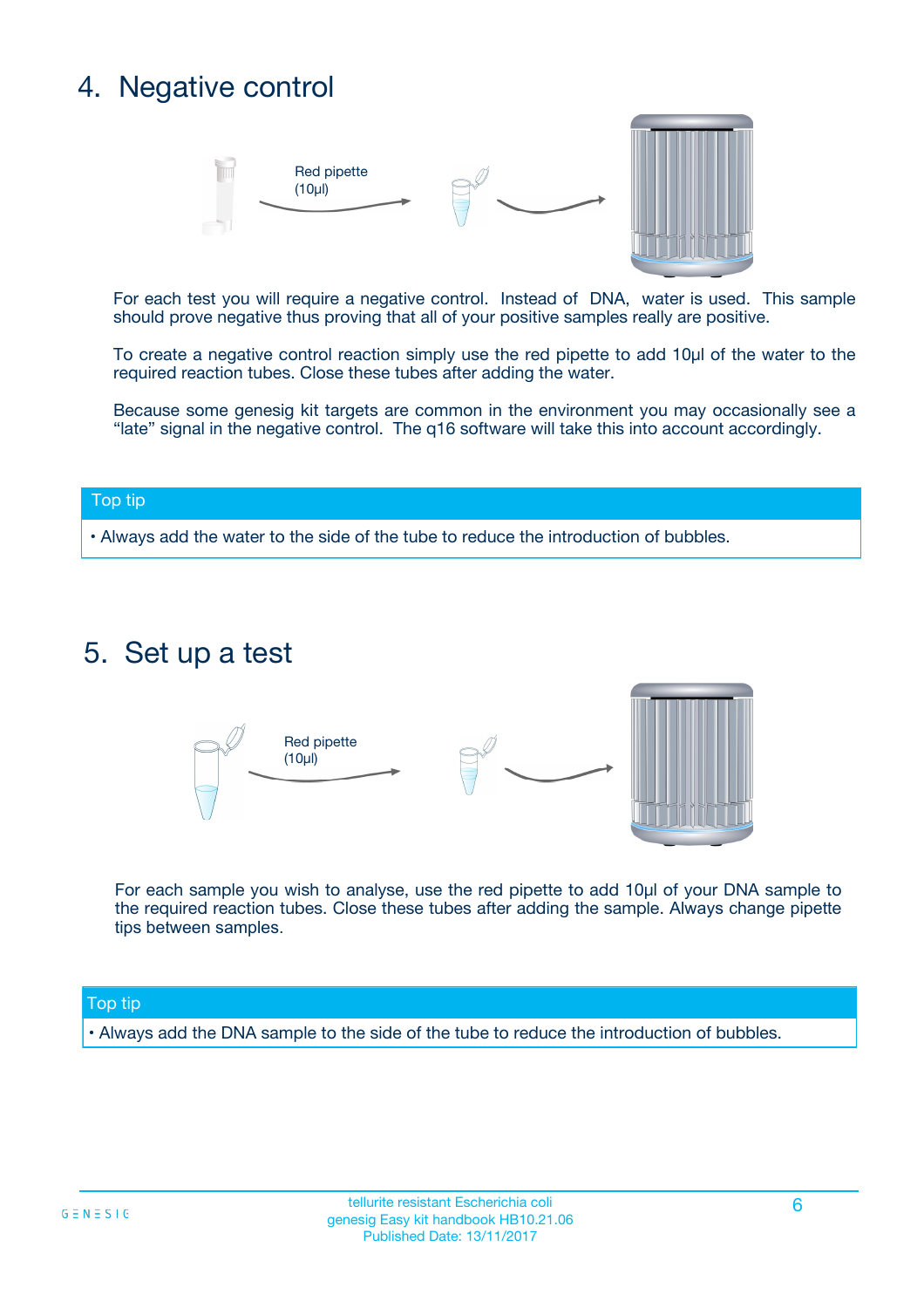## 4. Negative control

Red pipette (10µl)

For each test you will require a negative control. Instead of DNA, water is used. This sample should prove negative thus proving that all of your positive samples really are positive.

To create a negative control reaction simply use the red pipette to add 10µl of the water to the required reaction tubes. Close these tubes after adding the water.

Because some genesig kit targets are common in the environment you may occasionally see a "late" signal in the negative control. The q16 software will take this into account accordingly.

**Top tip**

- Always add the water to the side of the tube to reduce the introduction of bubbles.

## 5. Set up a test

Red pipette (10µl)

For each sample you wish to analyse, use the red pipette to add 10µl of your DNA sample to the required reaction tubes. Close these tubes after adding the sample. Always change pipette tips between samples.

**Top tip**

- Always add the DNA sample to the side of the tube to reduce the introduction of bubbles.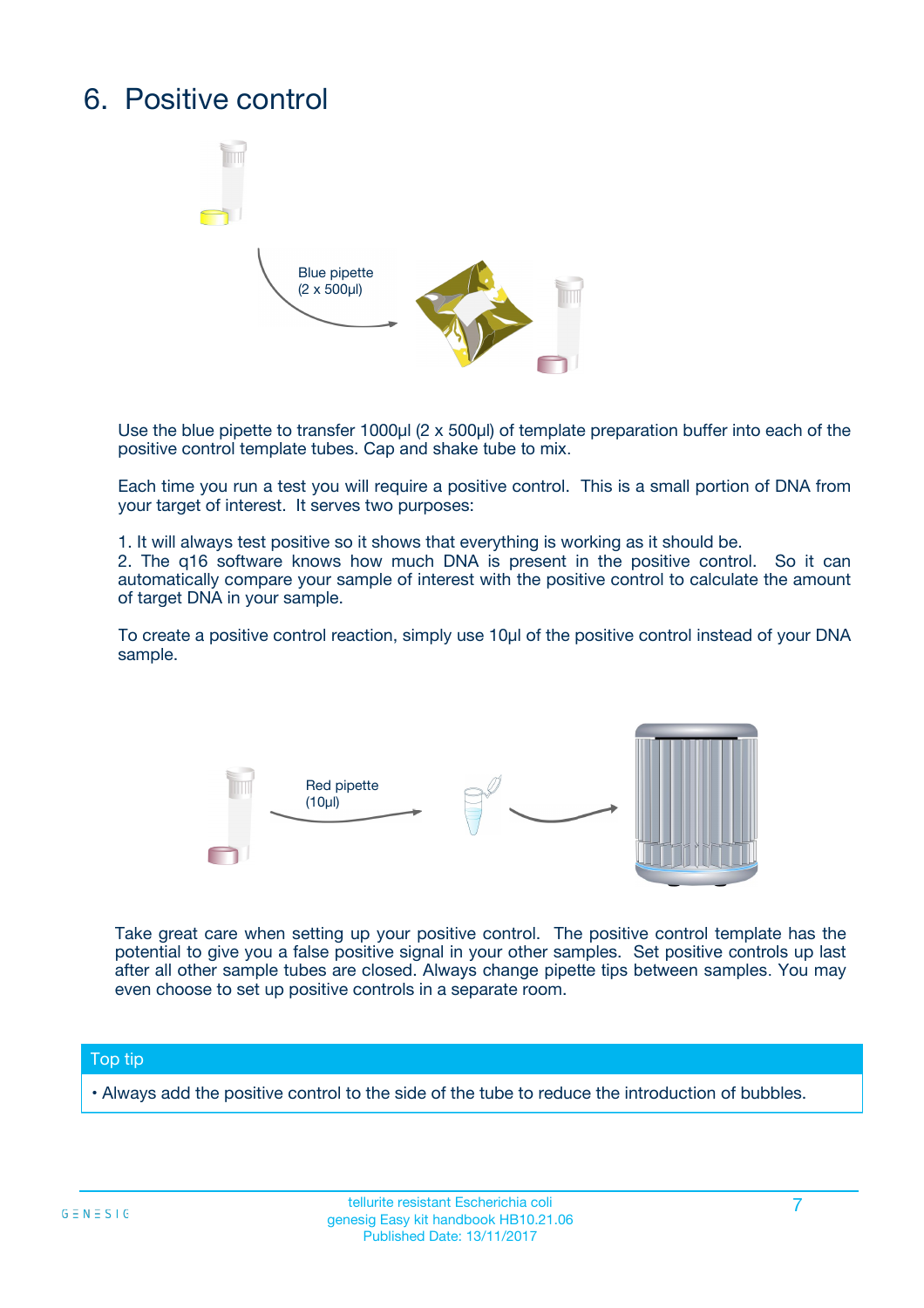# 6. Positive control

Blue pipette
(2 x 500µl)

Use the blue pipette to transfer 1000µl (2 x 500µl) of template preparation buffer into each of the positive control template tubes. Cap and shake tube to mix.

Each time you run a test you will require a positive control. This is a small portion of DNA from your target of interest. It serves two purposes:

1. It will always test positive so it shows that everything is working as it should be.
2. The q16 software knows how much DNA is present in the positive control. So it can automatically compare your sample of interest with the positive control to calculate the amount of target DNA in your sample.

To create a positive control reaction, simply use 10µl of the positive control instead of your DNA sample.

Red pipette
(10µl)

Take great care when setting up your positive control. The positive control template has the potential to give you a false positive signal in your other samples. Set positive controls up last after all other sample tubes are closed. Always change pipette tips between samples. You may even choose to set up positive controls in a separate room.

**Top tip**

- Always add the positive control to the side of the tube to reduce the introduction of bubbles.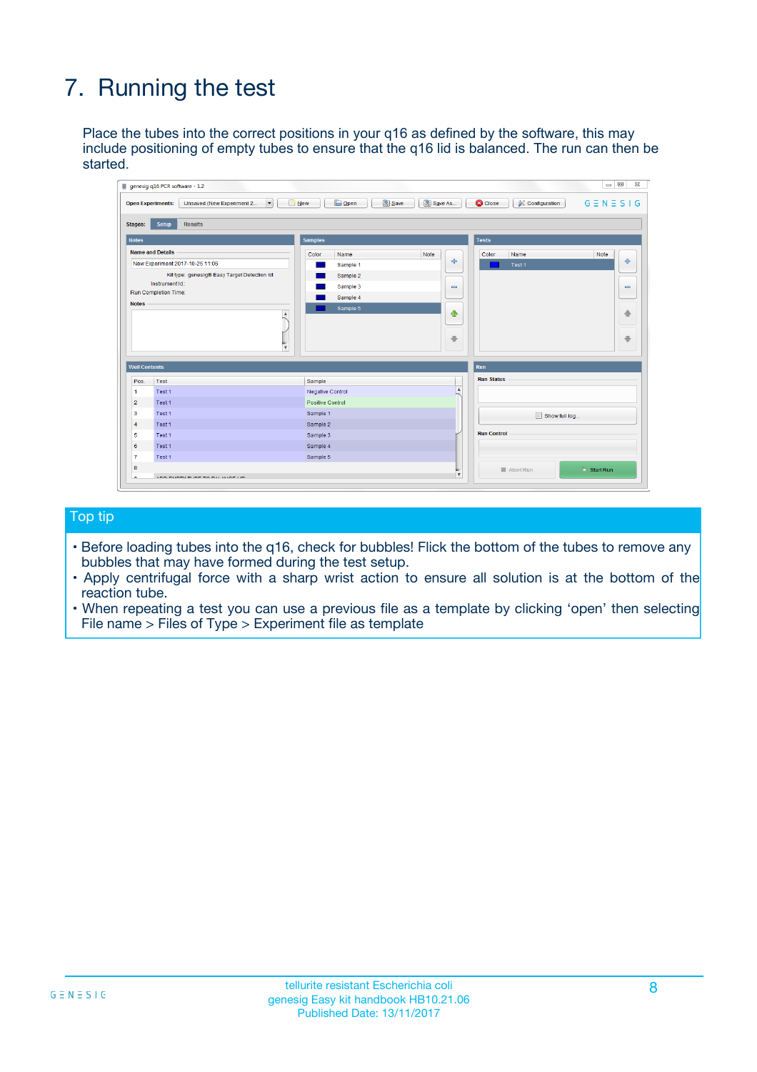# 7. Running the test

Place the tubes into the correct positions in your q16 as defined by the software, this may include positioning of empty tubes to ensure that the q16 lid is balanced. The run can then be started.

## Top tip

- Before loading tubes into the q16, check for bubbles! Flick the bottom of the tubes to remove any bubbles that may have formed during the test setup.
- Apply centrifugal force with a sharp wrist action to ensure all solution is at the bottom of the reaction tube.
- When repeating a test you can use a previous file as a template by clicking 'open' then selecting File name > Files of Type > Experiment file as template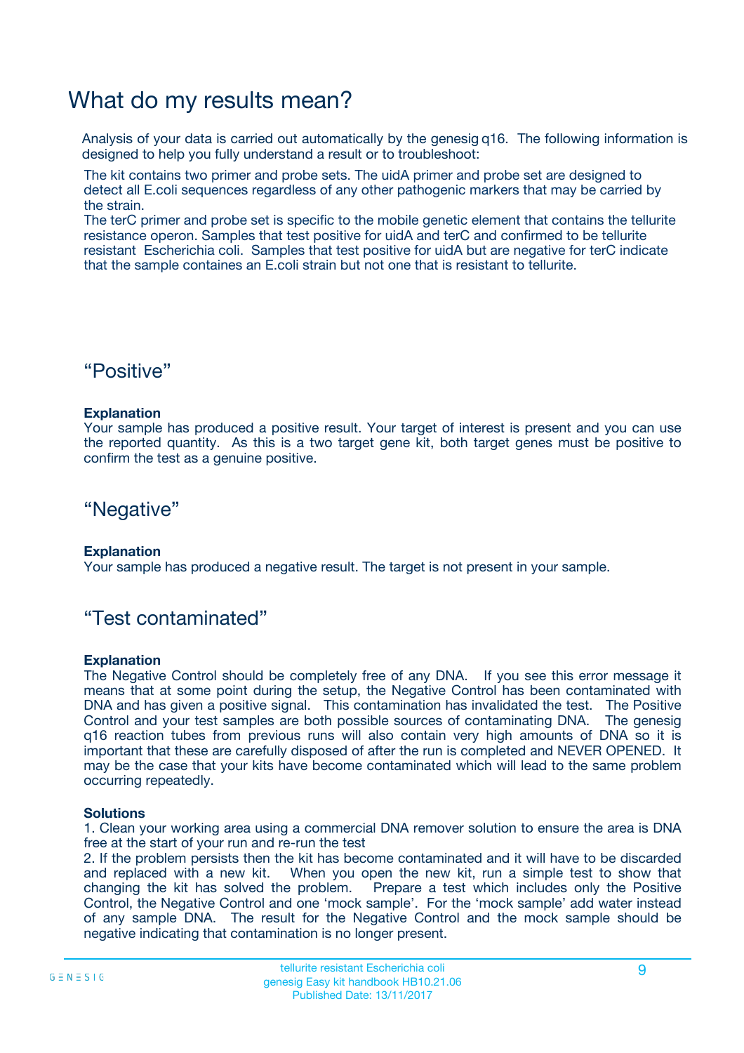# What do my results mean?

Analysis of your data is carried out automatically by the genesig q16. The following information is designed to help you fully understand a result or to troubleshoot:

The kit contains two primer and probe sets. The uidA primer and probe set are designed to detect all E.coli sequences regardless of any other pathogenic markers that may be carried by the strain.
The terC primer and probe set is specific to the mobile genetic element that contains the tellurite resistance operon. Samples that test positive for uidA and terC and confirmed to be tellurite resistant Escherichia coli. Samples that test positive for uidA but are negative for terC indicate that the sample containes an E.coli strain but not one that is resistant to tellurite.

## “Positive”

**Explanation**
Your sample has produced a positive result. Your target of interest is present and you can use the reported quantity. As this is a two target gene kit, both target genes must be positive to confirm the test as a genuine positive.

## “Negative”

**Explanation**
Your sample has produced a negative result. The target is not present in your sample.

## “Test contaminated”

**Explanation**
The Negative Control should be completely free of any DNA. If you see this error message it means that at some point during the setup, the Negative Control has been contaminated with DNA and has given a positive signal. This contamination has invalidated the test. The Positive Control and your test samples are both possible sources of contaminating DNA. The genesig q16 reaction tubes from previous runs will also contain very high amounts of DNA so it is important that these are carefully disposed of after the run is completed and NEVER OPENED. It may be the case that your kits have become contaminated which will lead to the same problem occurring repeatedly.

**Solutions**
1. Clean your working area using a commercial DNA remover solution to ensure the area is DNA free at the start of your run and re-run the test
2. If the problem persists then the kit has become contaminated and it will have to be discarded and replaced with a new kit. When you open the new kit, run a simple test to show that changing the kit has solved the problem. Prepare a test which includes only the Positive Control, the Negative Control and one ‘mock sample’. For the ‘mock sample’ add water instead of any sample DNA. The result for the Negative Control and the mock sample should be negative indicating that contamination is no longer present.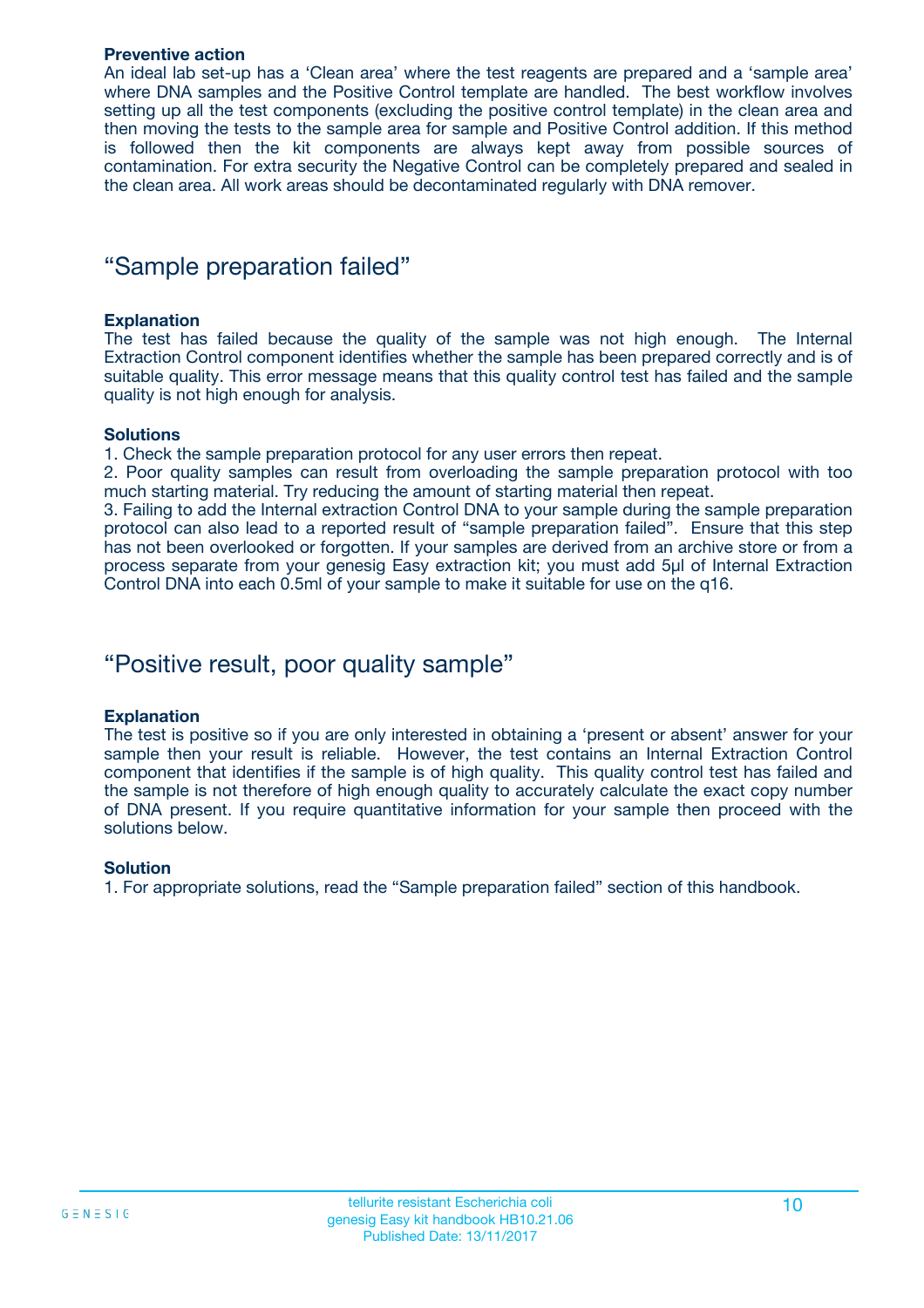**Preventive action**

An ideal lab set-up has a 'Clean area' where the test reagents are prepared and a 'sample area' where DNA samples and the Positive Control template are handled. The best workflow involves setting up all the test components (excluding the positive control template) in the clean area and then moving the tests to the sample area for sample and Positive Control addition. If this method is followed then the kit components are always kept away from possible sources of contamination. For extra security the Negative Control can be completely prepared and sealed in the clean area. All work areas should be decontaminated regularly with DNA remover.

## "Sample preparation failed"

**Explanation**

The test has failed because the quality of the sample was not high enough. The Internal Extraction Control component identifies whether the sample has been prepared correctly and is of suitable quality. This error message means that this quality control test has failed and the sample quality is not high enough for analysis.

**Solutions**

1. Check the sample preparation protocol for any user errors then repeat.
2. Poor quality samples can result from overloading the sample preparation protocol with too much starting material. Try reducing the amount of starting material then repeat.
3. Failing to add the Internal extraction Control DNA to your sample during the sample preparation protocol can also lead to a reported result of "sample preparation failed". Ensure that this step has not been overlooked or forgotten. If your samples are derived from an archive store or from a process separate from your genesig Easy extraction kit; you must add 5µl of Internal Extraction Control DNA into each 0.5ml of your sample to make it suitable for use on the q16.

## "Positive result, poor quality sample"

**Explanation**

The test is positive so if you are only interested in obtaining a 'present or absent' answer for your sample then your result is reliable. However, the test contains an Internal Extraction Control component that identifies if the sample is of high quality. This quality control test has failed and the sample is not therefore of high enough quality to accurately calculate the exact copy number of DNA present. If you require quantitative information for your sample then proceed with the solutions below.

**Solution**

1. For appropriate solutions, read the "Sample preparation failed" section of this handbook.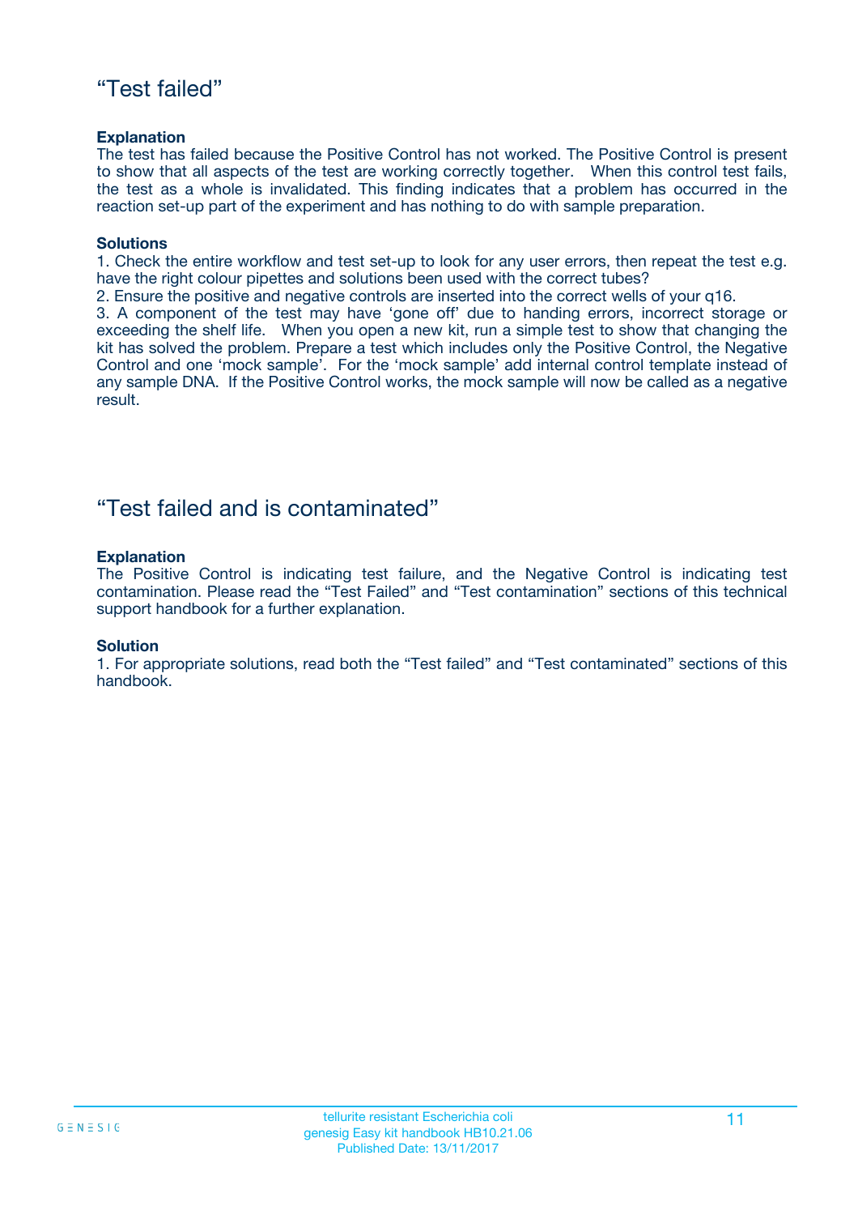## “Test failed”

**Explanation**

The test has failed because the Positive Control has not worked. The Positive Control is present to show that all aspects of the test are working correctly together. When this control test fails, the test as a whole is invalidated. This finding indicates that a problem has occurred in the reaction set-up part of the experiment and has nothing to do with sample preparation.

**Solutions**

1. Check the entire workflow and test set-up to look for any user errors, then repeat the test e.g. have the right colour pipettes and solutions been used with the correct tubes?
2. Ensure the positive and negative controls are inserted into the correct wells of your q16.
3. A component of the test may have ‘gone off’ due to handing errors, incorrect storage or exceeding the shelf life. When you open a new kit, run a simple test to show that changing the kit has solved the problem. Prepare a test which includes only the Positive Control, the Negative Control and one ‘mock sample’. For the ‘mock sample’ add internal control template instead of any sample DNA. If the Positive Control works, the mock sample will now be called as a negative result.

## “Test failed and is contaminated”

**Explanation**

The Positive Control is indicating test failure, and the Negative Control is indicating test contamination. Please read the “Test Failed” and “Test contamination” sections of this technical support handbook for a further explanation.

**Solution**

1. For appropriate solutions, read both the “Test failed” and “Test contaminated” sections of this handbook.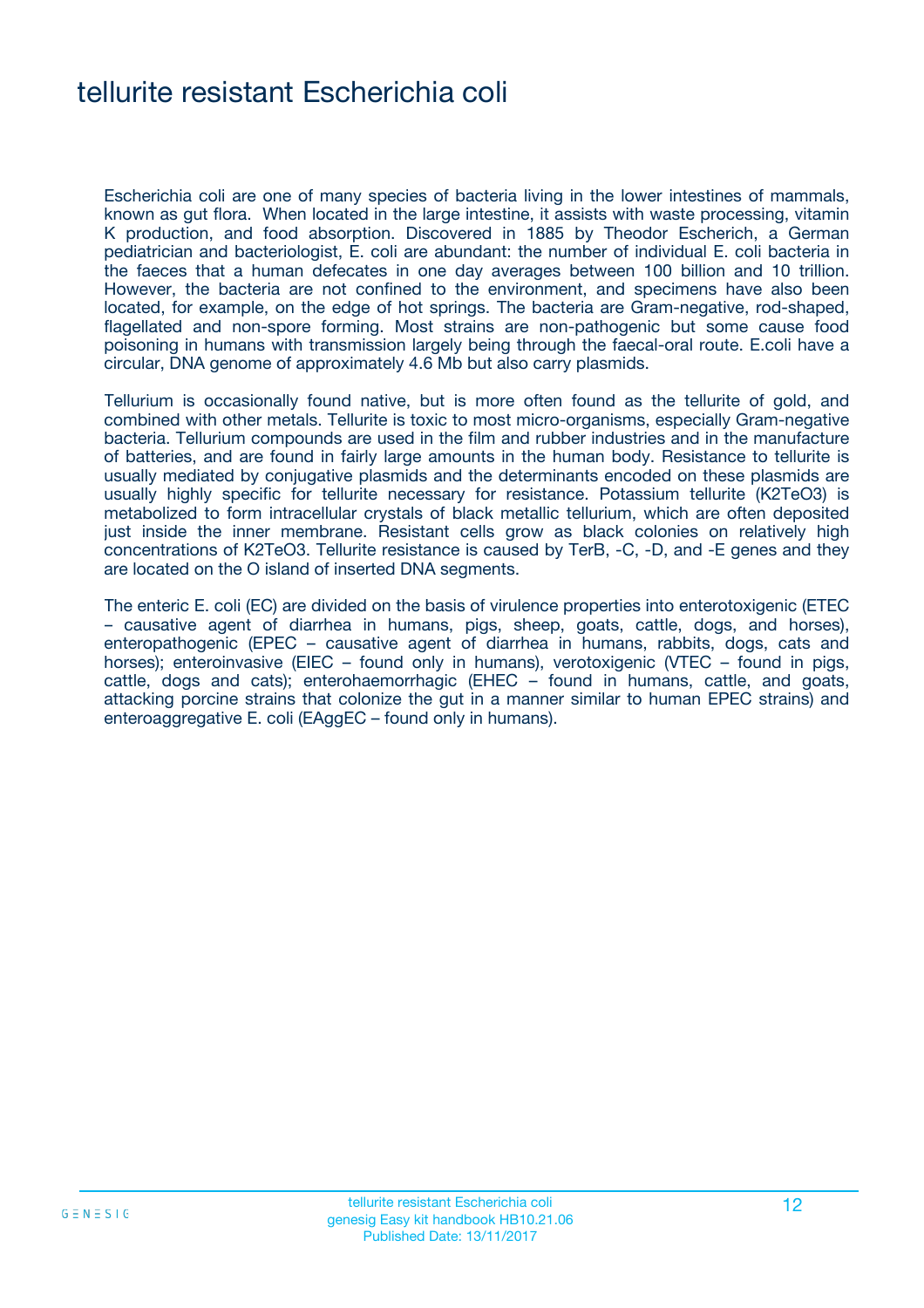# tellurite resistant Escherichia coli

Escherichia coli are one of many species of bacteria living in the lower intestines of mammals, known as gut flora. When located in the large intestine, it assists with waste processing, vitamin K production, and food absorption. Discovered in 1885 by Theodor Escherich, a German pediatrician and bacteriologist, E. coli are abundant: the number of individual E. coli bacteria in the faeces that a human defecates in one day averages between 100 billion and 10 trillion. However, the bacteria are not confined to the environment, and specimens have also been located, for example, on the edge of hot springs. The bacteria are Gram-negative, rod-shaped, flagellated and non-spore forming. Most strains are non-pathogenic but some cause food poisoning in humans with transmission largely being through the faecal-oral route. E.coli have a circular, DNA genome of approximately 4.6 Mb but also carry plasmids.

Tellurium is occasionally found native, but is more often found as the tellurite of gold, and combined with other metals. Tellurite is toxic to most micro-organisms, especially Gram-negative bacteria. Tellurium compounds are used in the film and rubber industries and in the manufacture of batteries, and are found in fairly large amounts in the human body. Resistance to tellurite is usually mediated by conjugative plasmids and the determinants encoded on these plasmids are usually highly specific for tellurite necessary for resistance. Potassium tellurite ($K_2TeO_3$) is metabolized to form intracellular crystals of black metallic tellurium, which are often deposited just inside the inner membrane. Resistant cells grow as black colonies on relatively high concentrations of $K_2TeO_3$. Tellurite resistance is caused by TerB, -C, -D, and -E genes and they are located on the O island of inserted DNA segments.

The enteric E. coli (EC) are divided on the basis of virulence properties into enterotoxigenic (ETEC – causative agent of diarrhea in humans, pigs, sheep, goats, cattle, dogs, and horses), enteropathogenic (EPEC – causative agent of diarrhea in humans, rabbits, dogs, cats and horses); enteroinvasive (EIEC – found only in humans), verotoxigenic (VTEC – found in pigs, cattle, dogs and cats); enterohaemorrhagic (EHEC – found in humans, cattle, and goats, attacking porcine strains that colonize the gut in a manner similar to human EPEC strains) and enteroaggregative E. coli (EAggEC – found only in humans).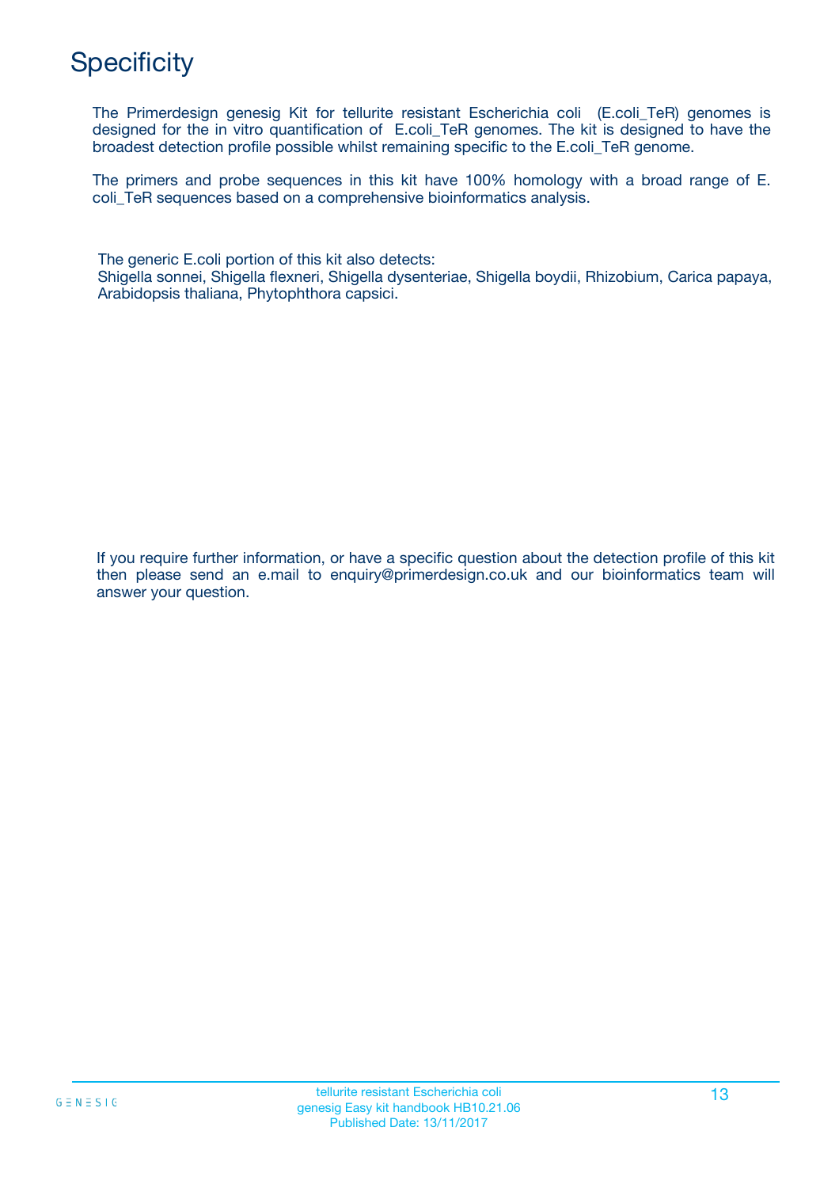# Specificity

The Primerdesign genesig Kit for tellurite resistant Escherichia coli (E.coli_TeR) genomes is designed for the in vitro quantification of E.coli_TeR genomes. The kit is designed to have the broadest detection profile possible whilst remaining specific to the E.coli_TeR genome.

The primers and probe sequences in this kit have 100% homology with a broad range of E. coli_TeR sequences based on a comprehensive bioinformatics analysis.

The generic E.coli portion of this kit also detects:
Shigella sonnei, Shigella flexneri, Shigella dysenteriae, Shigella boydii, Rhizobium, Carica papaya, Arabidopsis thaliana, Phytophthora capsici.

If you require further information, or have a specific question about the detection profile of this kit then please send an e.mail to enquiry@primerdesign.co.uk and our bioinformatics team will answer your question.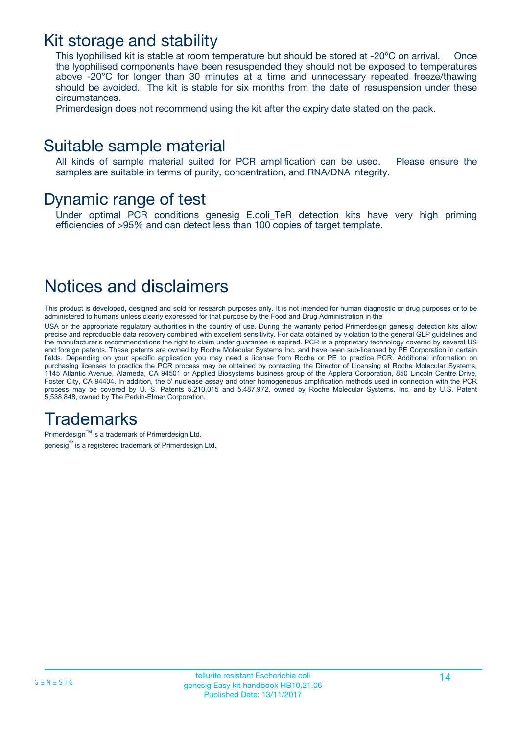# Kit storage and stability

This lyophilised kit is stable at room temperature but should be stored at -20ºC on arrival. Once the lyophilised components have been resuspended they should not be exposed to temperatures above -20°C for longer than 30 minutes at a time and unnecessary repeated freeze/thawing should be avoided. The kit is stable for six months from the date of resuspension under these circumstances.

Primerdesign does not recommend using the kit after the expiry date stated on the pack.

# Suitable sample material

All kinds of sample material suited for PCR amplification can be used. Please ensure the samples are suitable in terms of purity, concentration, and RNA/DNA integrity.

# Dynamic range of test

Under optimal PCR conditions genesig E.coli_TeR detection kits have very high priming efficiencies of >95% and can detect less than 100 copies of target template.

# Notices and disclaimers

This product is developed, designed and sold for research purposes only. It is not intended for human diagnostic or drug purposes or to be administered to humans unless clearly expressed for that purpose by the Food and Drug Administration in the

USA or the appropriate regulatory authorities in the country of use. During the warranty period Primerdesign genesig detection kits allow precise and reproducible data recovery combined with excellent sensitivity. For data obtained by violation to the general GLP guidelines and the manufacturer's recommendations the right to claim under guarantee is expired. PCR is a proprietary technology covered by several US and foreign patents. These patents are owned by Roche Molecular Systems Inc. and have been sub-licensed by PE Corporation in certain fields. Depending on your specific application you may need a license from Roche or PE to practice PCR. Additional information on purchasing licenses to practice the PCR process may be obtained by contacting the Director of Licensing at Roche Molecular Systems, 1145 Atlantic Avenue, Alameda, CA 94501 or Applied Biosystems business group of the Applera Corporation, 850 Lincoln Centre Drive, Foster City, CA 94404. In addition, the 5' nuclease assay and other homogeneous amplification methods used in connection with the PCR process may be covered by U. S. Patents 5,210,015 and 5,487,972, owned by Roche Molecular Systems, Inc, and by U.S. Patent 5,538,848, owned by The Perkin-Elmer Corporation.

# Trademarks

Primerdesign™ is a trademark of Primerdesign Ltd.

genesig® is a registered trademark of Primerdesign Ltd.